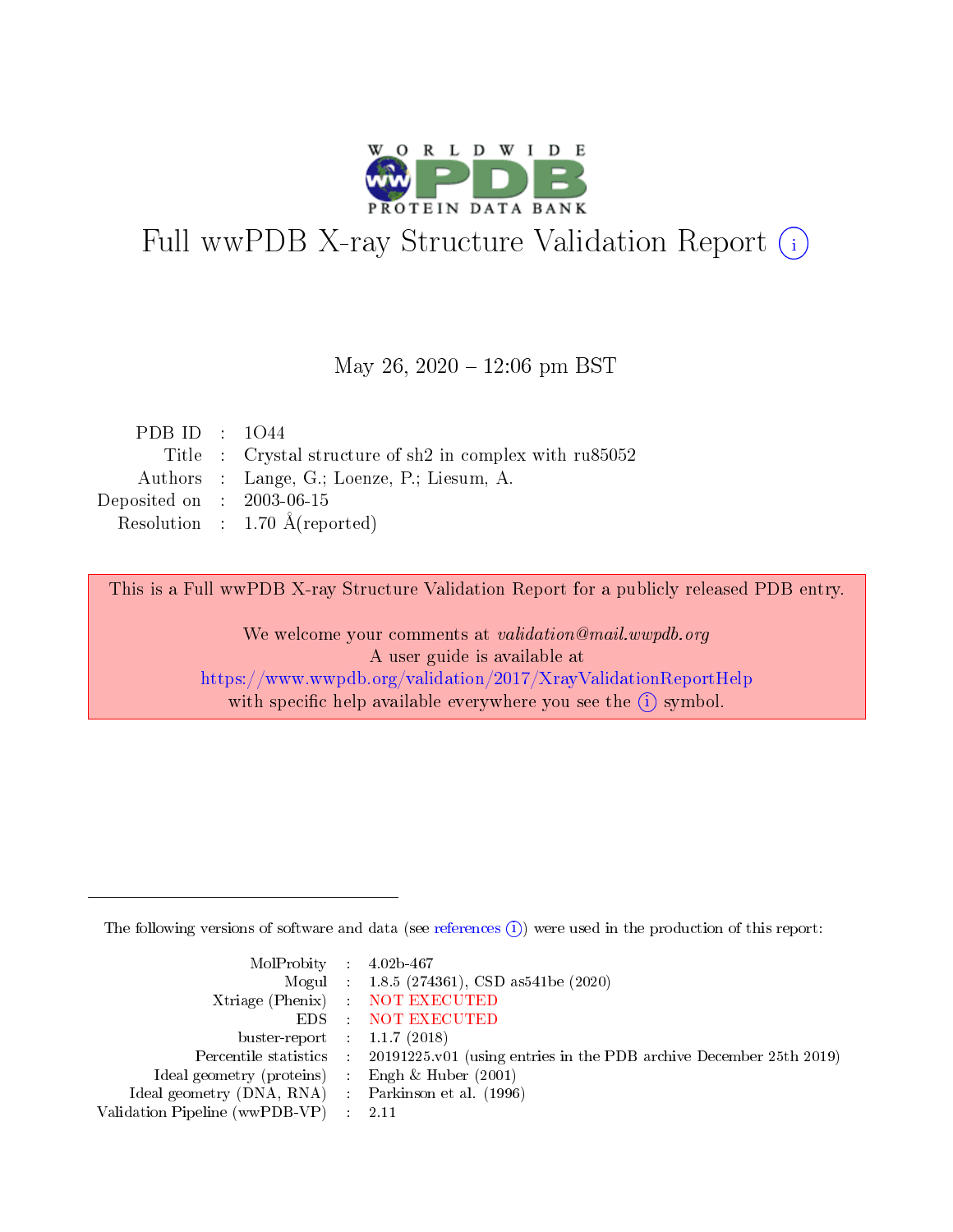# Full wwPDB X-ray Structure Validation Report (i)

May 26, 2020 – 12:06 pm BST

| | | |
|---|---|---|
| PDB ID | : | 1O44 |
| Title | : | Crystal structure of sh2 in complex with ru85052 |
| Authors | : | Lange, G.; Loenze, P.; Liesum, A. |
| Deposited on | : | 2003-06-15 |
| Resolution | : | 1.70 Å(reported) |

This is a Full wwPDB X-ray Structure Validation Report for a publicly released PDB entry.

We welcome your comments at *validation@mail.wwpdb.org*
A user guide is available at
https://www.wwpdb.org/validation/2017/XrayValidationReportHelp
with specific help available everywhere you see the (i) symbol.

The following versions of software and data (see references (i)) were used in the production of this report:

| | | |
|---|---|---|
| MolProbity | : | 4.02b-467 |
| Mogul | : | 1.8.5 (274361), CSD as541be (2020) |
| Xtriage (Phenix) | : | NOT EXECUTED |
| EDS | : | NOT EXECUTED |
| buster-report | : | 1.1.7 (2018) |
| Percentile statistics | : | 20191225.v01 (using entries in the PDB archive December 25th 2019) |
| Ideal geometry (proteins) | : | Engh & Huber (2001) |
| Ideal geometry (DNA, RNA) | : | Parkinson et al. (1996) |
| Validation Pipeline (wwPDB-VP) | : | 2.11 |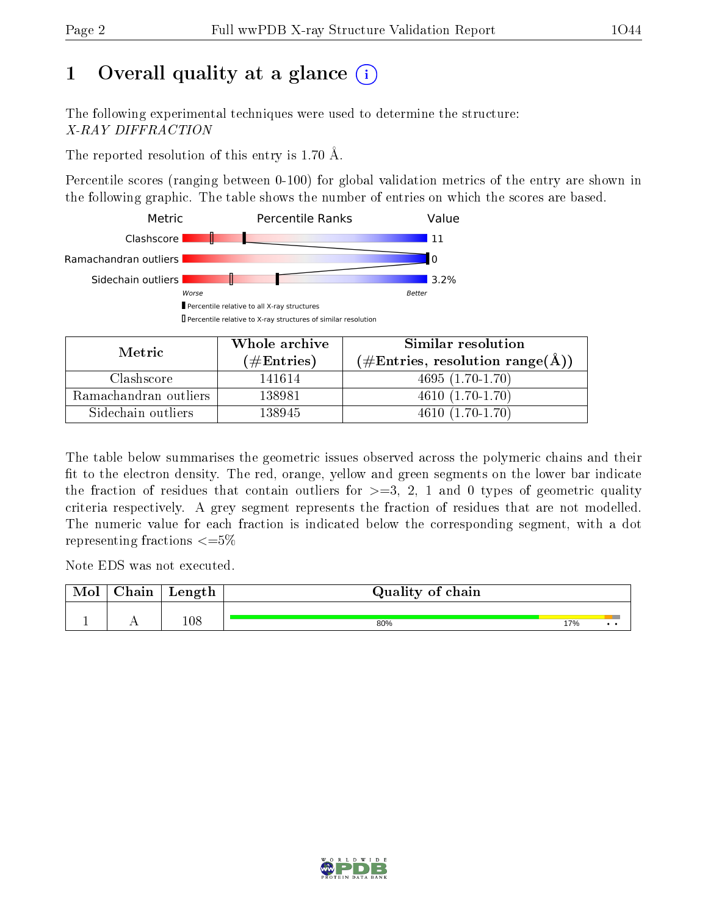# 1 Overall quality at a glance (i)

The following experimental techniques were used to determine the structure:
*X-RAY DIFFRACTION*

The reported resolution of this entry is 1.70 Å.

Percentile scores (ranging between 0-100) for global validation metrics of the entry are shown in the following graphic. The table shows the number of entries on which the scores are based.

| Metric | Percentile Ranks | Value |
|---|---|---|
| Clashscore | | 11 |
| Ramachandran outliers | | 0 |
| Sidechain outliers | | 3.2% |

Worse — Better

▮ Percentile relative to all X-ray structures
▯ Percentile relative to X-ray structures of similar resolution

| Metric | Whole archive (#Entries) | Similar resolution (#Entries, resolution range(Å)) |
|---|---|---|
| Clashscore | 141614 | 4695 (1.70-1.70) |
| Ramachandran outliers | 138981 | 4610 (1.70-1.70) |
| Sidechain outliers | 138945 | 4610 (1.70-1.70) |

The table below summarises the geometric issues observed across the polymeric chains and their fit to the electron density. The red, orange, yellow and green segments on the lower bar indicate the fraction of residues that contain outliers for >=3, 2, 1 and 0 types of geometric quality criteria respectively. A grey segment represents the fraction of residues that are not modelled. The numeric value for each fraction is indicated below the corresponding segment, with a dot representing fractions <=5%

Note EDS was not executed.

| Mol | Chain | Length | Quality of chain |
|---|---|---|---|
| 1 | A | 108 | 80% 17% • • |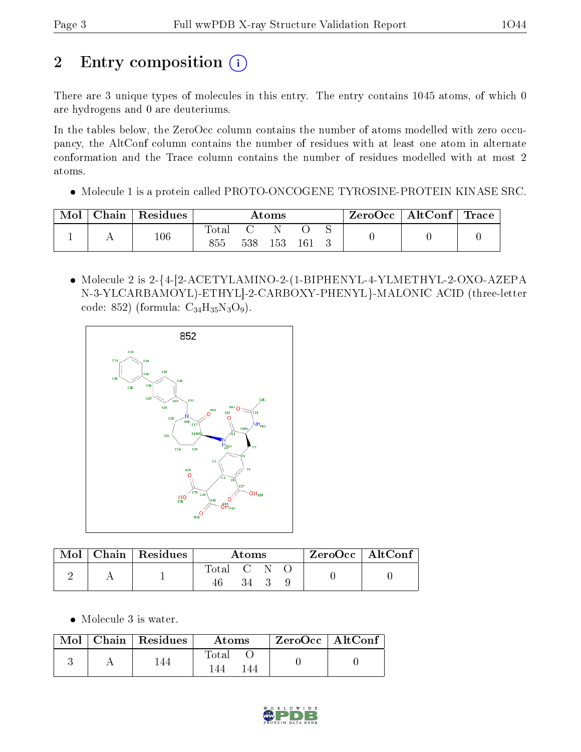# 2 Entry composition

There are 3 unique types of molecules in this entry. The entry contains 1045 atoms, of which 0 are hydrogens and 0 are deuteriums.

In the tables below, the ZeroOcc column contains the number of atoms modelled with zero occupancy, the AltConf column contains the number of residues with at least one atom in alternate conformation and the Trace column contains the number of residues modelled with at most 2 atoms.

- Molecule 1 is a protein called PROTO-ONCOGENE TYROSINE-PROTEIN KINASE SRC.

| Mol | Chain | Residues | Atoms | | | | | ZeroOcc | AltConf | Trace |
|---|---|---|---|---|---|---|---|---|---|---|
| 1 | A | 106 | Total<br>855 | C<br>538 | N<br>153 | O<br>161 | S<br>3 | 0 | 0 | 0 |

- Molecule 2 is 2-{4-[2-ACETYLAMINO-2-(1-BIPHENYL-4-YLMETHYL-2-OXO-AZEPAN-3-YLCARBAMOYL)-ETHYL]-2-CARBOXY-PHENYL}-MALONIC ACID (three-letter code: 852) (formula: $C_{34}H_{35}N_3O_9$).

| Mol | Chain | Residues | Atoms | | | | ZeroOcc | AltConf |
|---|---|---|---|---|---|---|---|---|
| 2 | A | 1 | Total<br>46 | C<br>34 | N<br>3 | O<br>9 | 0 | 0 |

- Molecule 3 is water.

| Mol | Chain | Residues | Atoms | | ZeroOcc | AltConf |
|---|---|---|---|---|---|---|
| 3 | A | 144 | Total<br>144 | O<br>144 | 0 | 0 |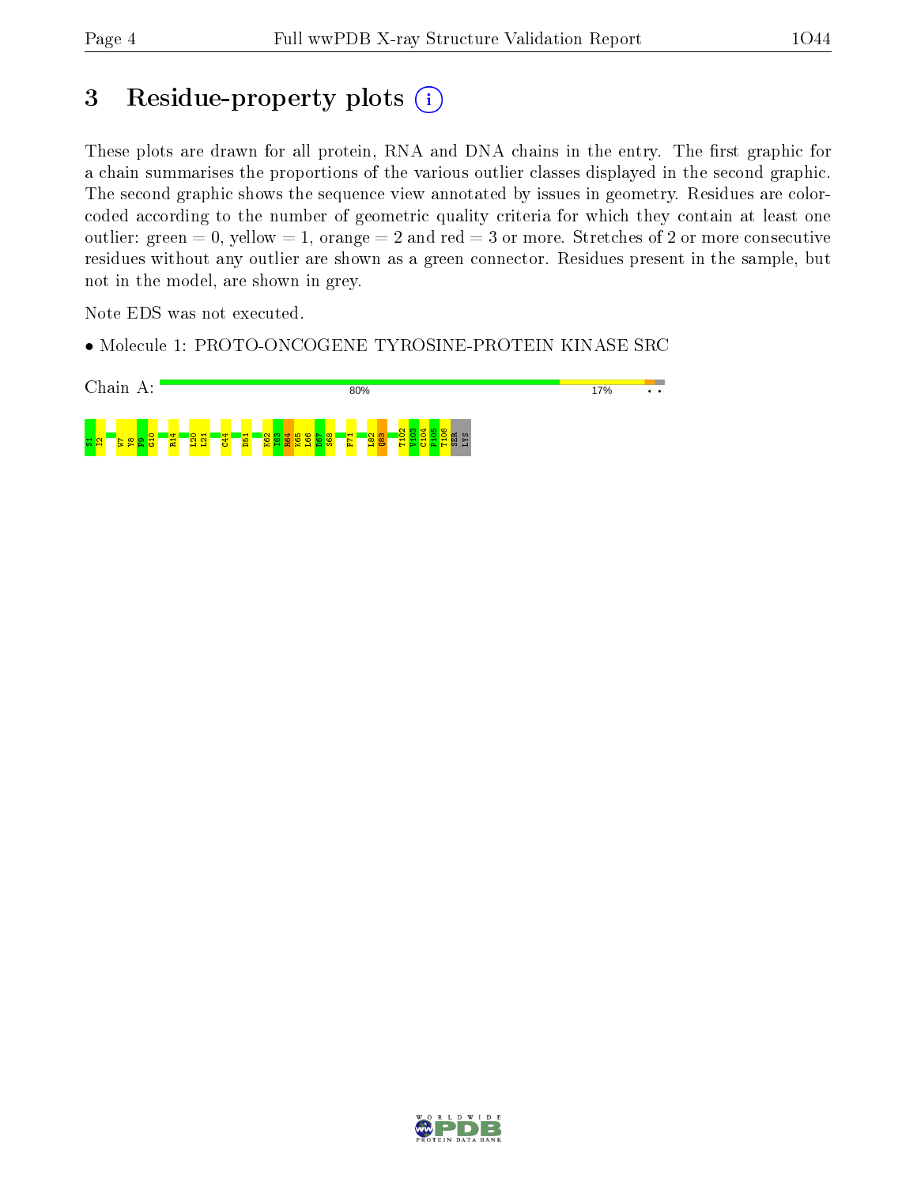# 3 Residue-property plots

These plots are drawn for all protein, RNA and DNA chains in the entry. The first graphic for a chain summarises the proportions of the various outlier classes displayed in the second graphic. The second graphic shows the sequence view annotated by issues in geometry. Residues are color-coded according to the number of geometric quality criteria for which they contain at least one outlier: green = 0, yellow = 1, orange = 2 and red = 3 or more. Stretches of 2 or more consecutive residues without any outlier are shown as a green connector. Residues present in the sample, but not in the model, are shown in grey.

Note EDS was not executed.

- Molecule 1: PROTO-ONCOGENE TYROSINE-PROTEIN KINASE SRC

Chain A: 80% 17% • •

S1 I2 W7 Y8 F9 G10 R14 L20 L21 C44 D51 K62 I63 R64 K65 L66 D67 S68 F71 L82 Q83 T102 V103 C104 P105 T106 SER LYS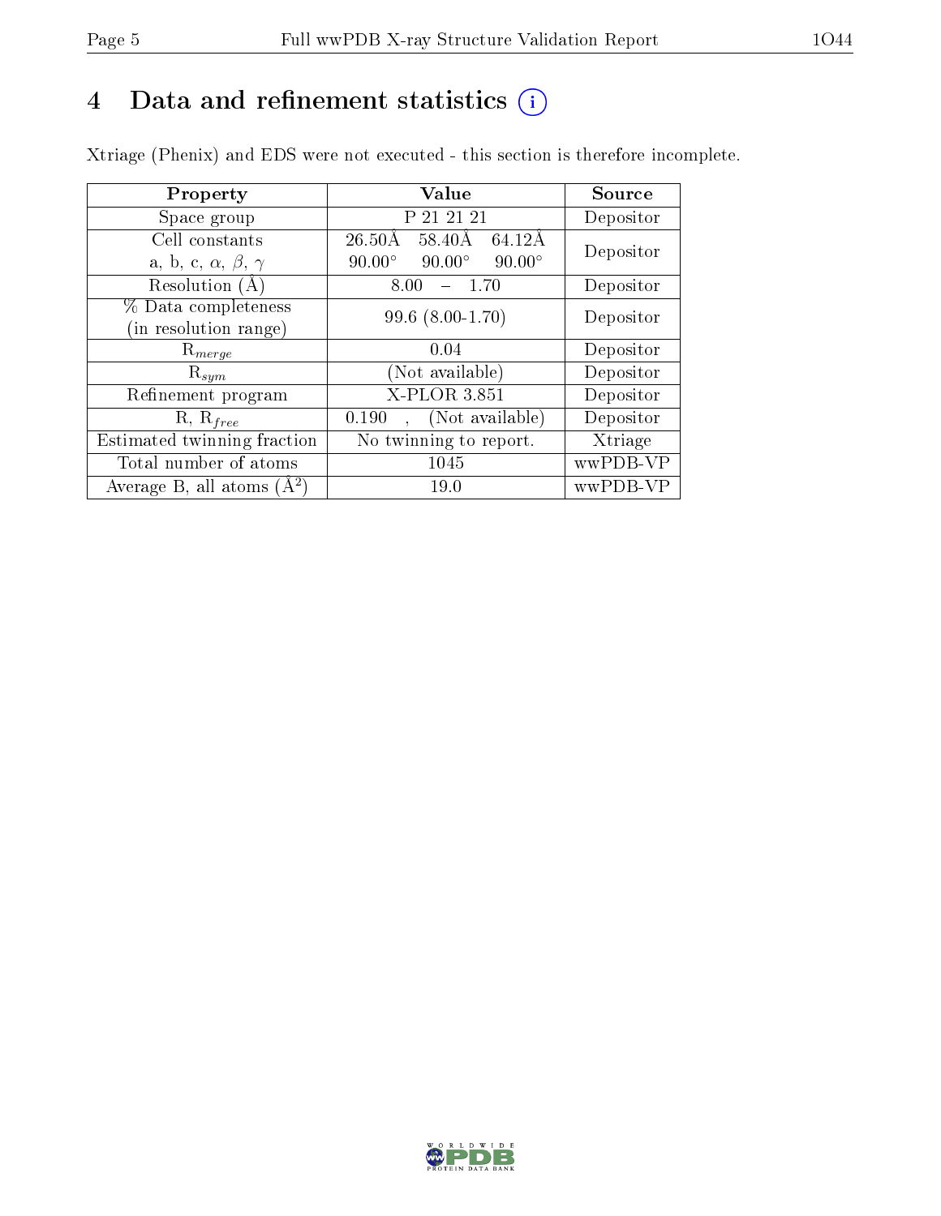# 4 Data and refinement statistics ⓘ

Xtriage (Phenix) and EDS were not executed - this section is therefore incomplete.

| Property | Value | Source |
|---|---|---|
| Space group | P 21 21 21 | Depositor |
| Cell constants<br>a, b, c, $\alpha$, $\beta$, $\gamma$ | 26.50Å 58.40Å 64.12Å<br>90.00° 90.00° 90.00° | Depositor |
| Resolution (Å) | 8.00 – 1.70 | Depositor |
| % Data completeness<br>(in resolution range) | 99.6 (8.00-1.70) | Depositor |
| $R_{merge}$ | 0.04 | Depositor |
| $R_{sym}$ | (Not available) | Depositor |
| Refinement program | X-PLOR 3.851 | Depositor |
| R, $R_{free}$ | 0.190 , (Not available) | Depositor |
| Estimated twinning fraction | No twinning to report. | Xtriage |
| Total number of atoms | 1045 | wwPDB-VP |
| Average B, all atoms (Å$^2$) | 19.0 | wwPDB-VP |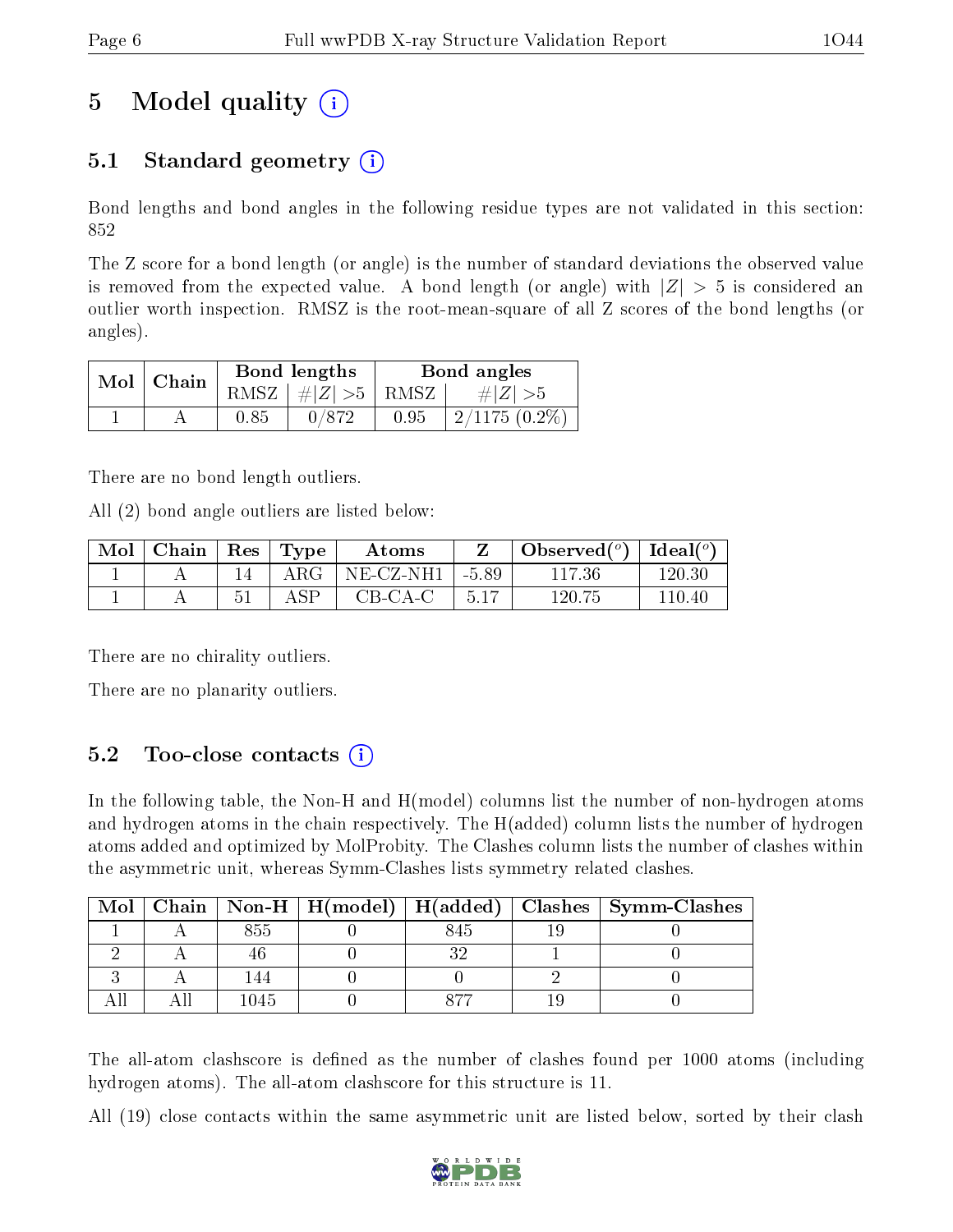# 5 Model quality (i)

## 5.1 Standard geometry (i)

Bond lengths and bond angles in the following residue types are not validated in this section: 852

The Z score for a bond length (or angle) is the number of standard deviations the observed value is removed from the expected value. A bond length (or angle) with $|Z| > 5$ is considered an outlier worth inspection. RMSZ is the root-mean-square of all Z scores of the bond lengths (or angles).

| Mol | Chain | Bond lengths | | Bond angles | |
|---|---|---|---|---|---|
| | | RMSZ | $\#\|Z\| > 5$ | RMSZ | $\#\|Z\| > 5$ |
| 1 | A | 0.85 | 0/872 | 0.95 | 2/1175 (0.2%) |

There are no bond length outliers.

All (2) bond angle outliers are listed below:

| Mol | Chain | Res | Type | Atoms | Z | Observed(°) | Ideal(°) |
|---|---|---|---|---|---|---|---|
| 1 | A | 14 | ARG | NE-CZ-NH1 | -5.89 | 117.36 | 120.30 |
| 1 | A | 51 | ASP | CB-CA-C | 5.17 | 120.75 | 110.40 |

There are no chirality outliers.

There are no planarity outliers.

## 5.2 Too-close contacts (i)

In the following table, the Non-H and H(model) columns list the number of non-hydrogen atoms and hydrogen atoms in the chain respectively. The H(added) column lists the number of hydrogen atoms added and optimized by MolProbity. The Clashes column lists the number of clashes within the asymmetric unit, whereas Symm-Clashes lists symmetry related clashes.

| Mol | Chain | Non-H | H(model) | H(added) | Clashes | Symm-Clashes |
|---|---|---|---|---|---|---|
| 1 | A | 855 | 0 | 845 | 19 | 0 |
| 2 | A | 46 | 0 | 32 | 1 | 0 |
| 3 | A | 144 | 0 | 0 | 2 | 0 |
| All | All | 1045 | 0 | 877 | 19 | 0 |

The all-atom clashscore is defined as the number of clashes found per 1000 atoms (including hydrogen atoms). The all-atom clashscore for this structure is 11.

All (19) close contacts within the same asymmetric unit are listed below, sorted by their clash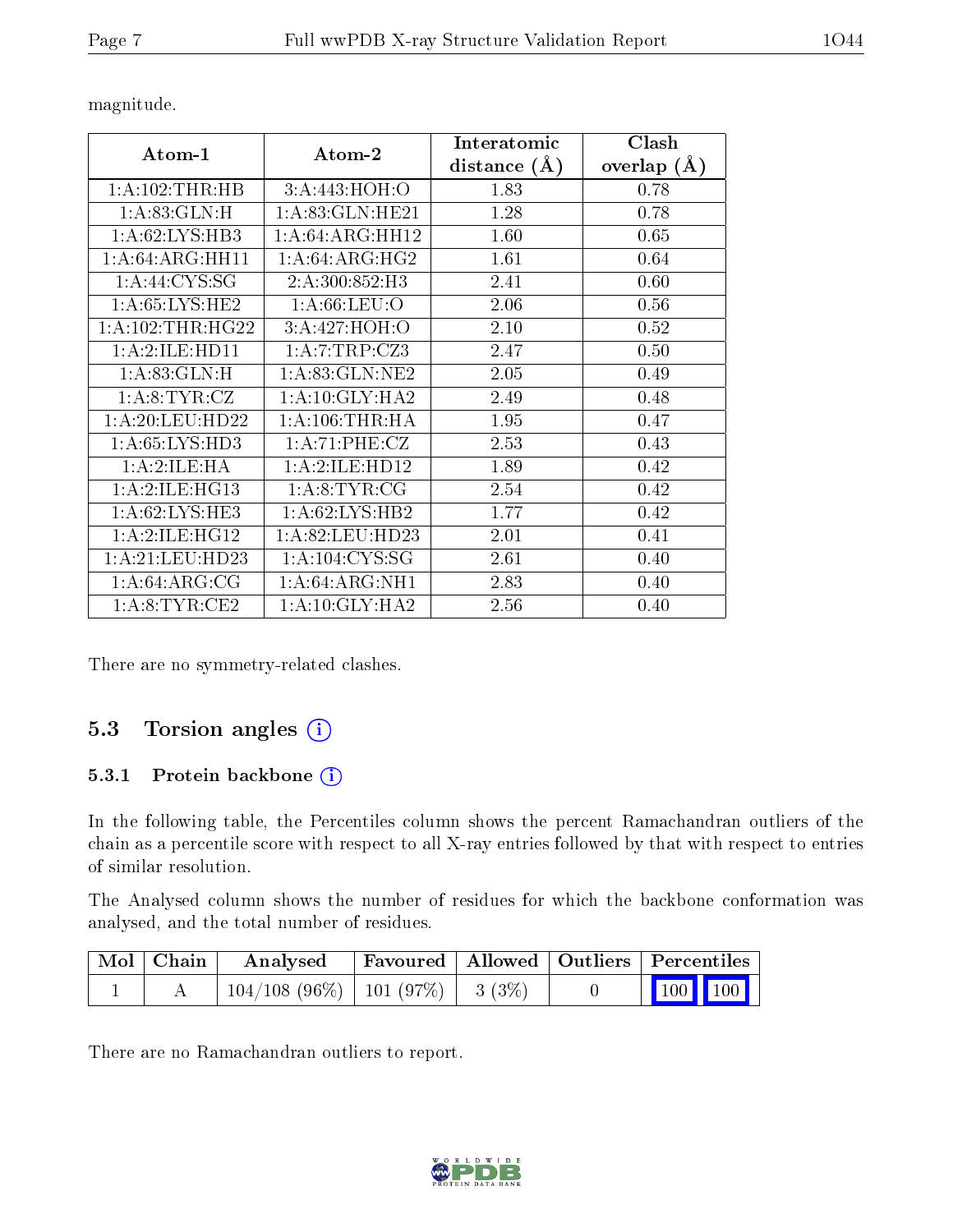magnitude.

| Atom-1 | Atom-2 | Interatomic distance (Å) | Clash overlap (Å) |
|---|---|---|---|
| 1:A:102:THR:HB | 3:A:443:HOH:O | 1.83 | 0.78 |
| 1:A:83:GLN:H | 1:A:83:GLN:HE21 | 1.28 | 0.78 |
| 1:A:62:LYS:HB3 | 1:A:64:ARG:HH12 | 1.60 | 0.65 |
| 1:A:64:ARG:HH11 | 1:A:64:ARG:HG2 | 1.61 | 0.64 |
| 1:A:44:CYS:SG | 2:A:300:852:H3 | 2.41 | 0.60 |
| 1:A:65:LYS:HE2 | 1:A:66:LEU:O | 2.06 | 0.56 |
| 1:A:102:THR:HG22 | 3:A:427:HOH:O | 2.10 | 0.52 |
| 1:A:2:ILE:HD11 | 1:A:7:TRP:CZ3 | 2.47 | 0.50 |
| 1:A:83:GLN:H | 1:A:83:GLN:NE2 | 2.05 | 0.49 |
| 1:A:8:TYR:CZ | 1:A:10:GLY:HA2 | 2.49 | 0.48 |
| 1:A:20:LEU:HD22 | 1:A:106:THR:HA | 1.95 | 0.47 |
| 1:A:65:LYS:HD3 | 1:A:71:PHE:CZ | 2.53 | 0.43 |
| 1:A:2:ILE:HA | 1:A:2:ILE:HD12 | 1.89 | 0.42 |
| 1:A:2:ILE:HG13 | 1:A:8:TYR:CG | 2.54 | 0.42 |
| 1:A:62:LYS:HE3 | 1:A:62:LYS:HB2 | 1.77 | 0.42 |
| 1:A:2:ILE:HG12 | 1:A:82:LEU:HD23 | 2.01 | 0.41 |
| 1:A:21:LEU:HD23 | 1:A:104:CYS:SG | 2.61 | 0.40 |
| 1:A:64:ARG:CG | 1:A:64:ARG:NH1 | 2.83 | 0.40 |
| 1:A:8:TYR:CE2 | 1:A:10:GLY:HA2 | 2.56 | 0.40 |

There are no symmetry-related clashes.

## 5.3 Torsion angles (i)

### 5.3.1 Protein backbone (i)

In the following table, the Percentiles column shows the percent Ramachandran outliers of the chain as a percentile score with respect to all X-ray entries followed by that with respect to entries of similar resolution.

The Analysed column shows the number of residues for which the backbone conformation was analysed, and the total number of residues.

| Mol | Chain | Analysed | Favoured | Allowed | Outliers | Percentiles | |
|---|---|---|---|---|---|---|---|
| 1 | A | 104/108 (96%) | 101 (97%) | 3 (3%) | 0 | 100 | 100 |

There are no Ramachandran outliers to report.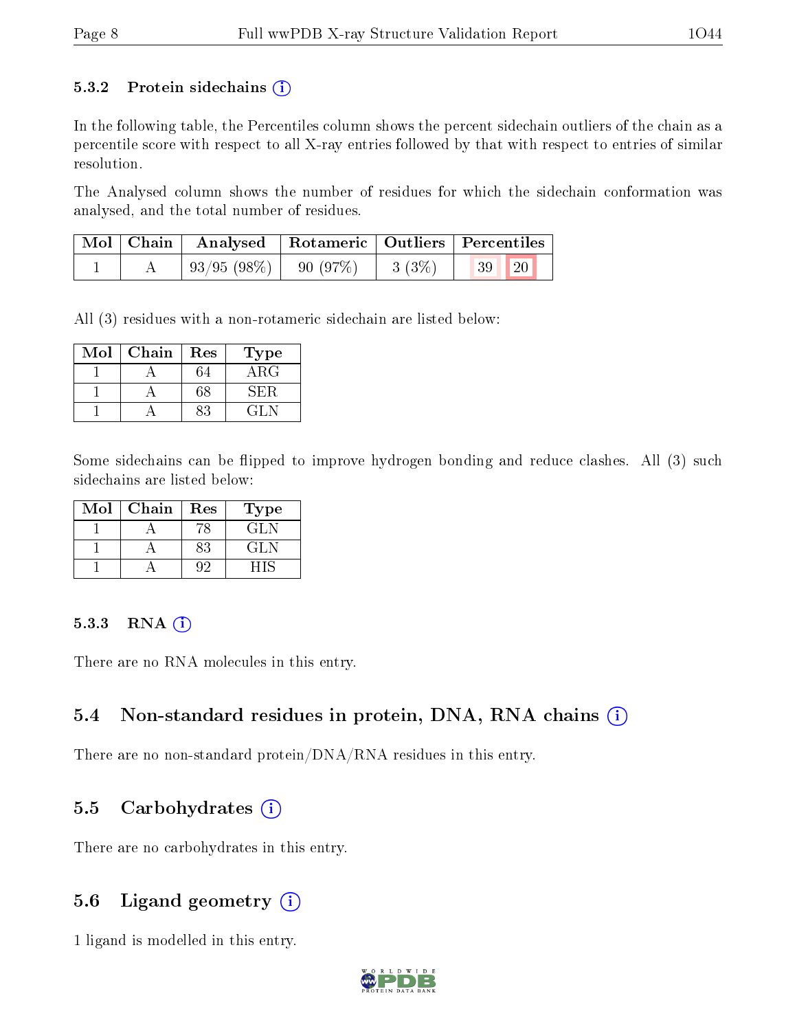### 5.3.2 Protein sidechains (i)

In the following table, the Percentiles column shows the percent sidechain outliers of the chain as a percentile score with respect to all X-ray entries followed by that with respect to entries of similar resolution.

The Analysed column shows the number of residues for which the sidechain conformation was analysed, and the total number of residues.

| Mol | Chain | Analysed | Rotameric | Outliers | Percentiles | |
|---|---|---|---|---|---|---|
| 1 | A | 93/95 (98%) | 90 (97%) | 3 (3%) | 39 | 20 |

All (3) residues with a non-rotameric sidechain are listed below:

| Mol | Chain | Res | Type |
|---|---|---|---|
| 1 | A | 64 | ARG |
| 1 | A | 68 | SER |
| 1 | A | 83 | GLN |

Some sidechains can be flipped to improve hydrogen bonding and reduce clashes. All (3) such sidechains are listed below:

| Mol | Chain | Res | Type |
|---|---|---|---|
| 1 | A | 78 | GLN |
| 1 | A | 83 | GLN |
| 1 | A | 92 | HIS |

### 5.3.3 RNA (i)

There are no RNA molecules in this entry.

## 5.4 Non-standard residues in protein, DNA, RNA chains (i)

There are no non-standard protein/DNA/RNA residues in this entry.

## 5.5 Carbohydrates (i)

There are no carbohydrates in this entry.

## 5.6 Ligand geometry (i)

1 ligand is modelled in this entry.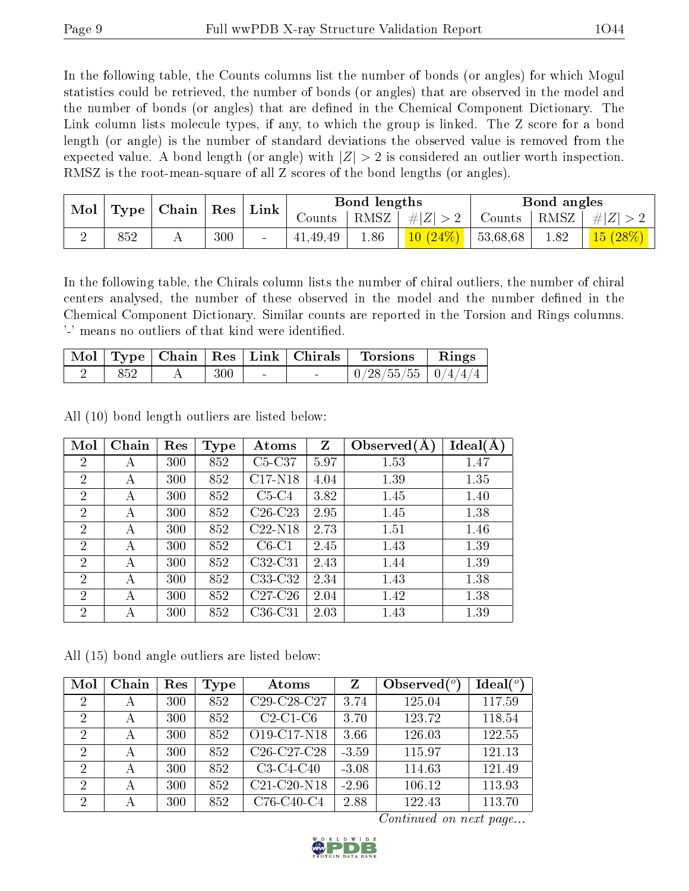In the following table, the Counts columns list the number of bonds (or angles) for which Mogul statistics could be retrieved, the number of bonds (or angles) that are observed in the model and the number of bonds (or angles) that are defined in the Chemical Component Dictionary. The Link column lists molecule types, if any, to which the group is linked. The Z score for a bond length (or angle) is the number of standard deviations the observed value is removed from the expected value. A bond length (or angle) with $|Z| > 2$ is considered an outlier worth inspection. RMSZ is the root-mean-square of all Z scores of the bond lengths (or angles).

| Mol | Type | Chain | Res | Link | Bond lengths | | | Bond angles | | |
|---|---|---|---|---|---|---|---|---|---|---|
| | | | | | Counts | RMSZ | $\#\|Z\|>2$ | Counts | RMSZ | $\#\|Z\|>2$ |
| 2 | 852 | A | 300 | - | 41,49,49 | 1.86 | 10 (24%) | 53,68,68 | 1.82 | 15 (28%) |

In the following table, the Chirals column lists the number of chiral outliers, the number of chiral centers analysed, the number of these observed in the model and the number defined in the Chemical Component Dictionary. Similar counts are reported in the Torsion and Rings columns. '-' means no outliers of that kind were identified.

| Mol | Type | Chain | Res | Link | Chirals | Torsions | Rings |
|---|---|---|---|---|---|---|---|
| 2 | 852 | A | 300 | - | - | 0/28/55/55 | 0/4/4/4 |

All (10) bond length outliers are listed below:

| Mol | Chain | Res | Type | Atoms | Z | Observed(Å) | Ideal(Å) |
|---|---|---|---|---|---|---|---|
| 2 | A | 300 | 852 | C5-C37 | 5.97 | 1.53 | 1.47 |
| 2 | A | 300 | 852 | C17-N18 | 4.04 | 1.39 | 1.35 |
| 2 | A | 300 | 852 | C5-C4 | 3.82 | 1.45 | 1.40 |
| 2 | A | 300 | 852 | C26-C23 | 2.95 | 1.45 | 1.38 |
| 2 | A | 300 | 852 | C22-N18 | 2.73 | 1.51 | 1.46 |
| 2 | A | 300 | 852 | C6-C1 | 2.45 | 1.43 | 1.39 |
| 2 | A | 300 | 852 | C32-C31 | 2.43 | 1.44 | 1.39 |
| 2 | A | 300 | 852 | C33-C32 | 2.34 | 1.43 | 1.38 |
| 2 | A | 300 | 852 | C27-C26 | 2.04 | 1.42 | 1.38 |
| 2 | A | 300 | 852 | C36-C31 | 2.03 | 1.43 | 1.39 |

All (15) bond angle outliers are listed below:

| Mol | Chain | Res | Type | Atoms | Z | Observed($^o$) | Ideal($^o$) |
|---|---|---|---|---|---|---|---|
| 2 | A | 300 | 852 | C29-C28-C27 | 3.74 | 125.04 | 117.59 |
| 2 | A | 300 | 852 | C2-C1-C6 | 3.70 | 123.72 | 118.54 |
| 2 | A | 300 | 852 | O19-C17-N18 | 3.66 | 126.03 | 122.55 |
| 2 | A | 300 | 852 | C26-C27-C28 | -3.59 | 115.97 | 121.13 |
| 2 | A | 300 | 852 | C3-C4-C40 | -3.08 | 114.63 | 121.49 |
| 2 | A | 300 | 852 | C21-C20-N18 | -2.96 | 106.12 | 113.93 |
| 2 | A | 300 | 852 | C76-C40-C4 | 2.88 | 122.43 | 113.70 |

*Continued on next page...*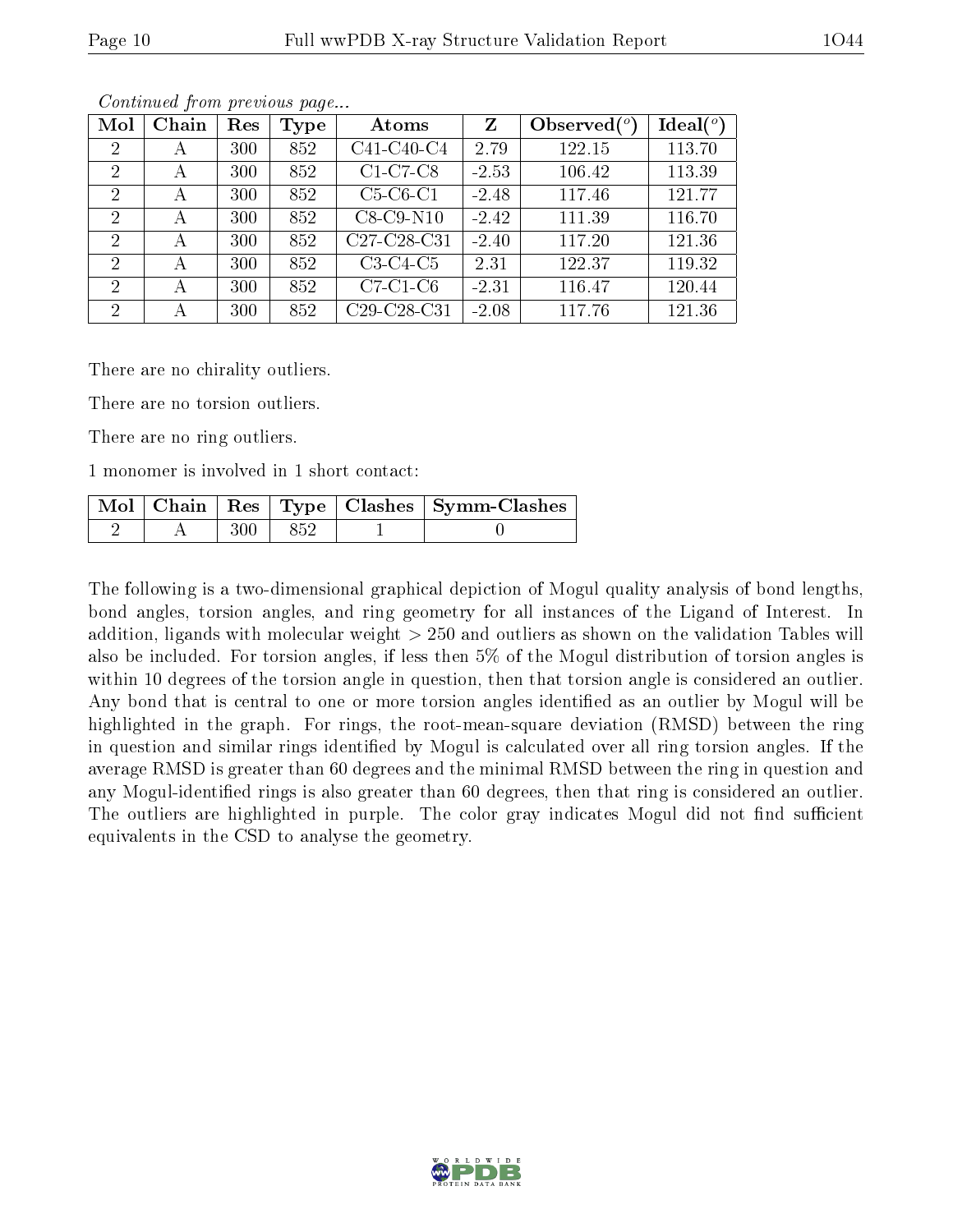*Continued from previous page...*

| Mol | Chain | Res | Type | Atoms | Z | Observed($^o$) | Ideal($^o$) |
|---|---|---|---|---|---|---|---|
| 2 | A | 300 | 852 | C41-C40-C4 | 2.79 | 122.15 | 113.70 |
| 2 | A | 300 | 852 | C1-C7-C8 | -2.53 | 106.42 | 113.39 |
| 2 | A | 300 | 852 | C5-C6-C1 | -2.48 | 117.46 | 121.77 |
| 2 | A | 300 | 852 | C8-C9-N10 | -2.42 | 111.39 | 116.70 |
| 2 | A | 300 | 852 | C27-C28-C31 | -2.40 | 117.20 | 121.36 |
| 2 | A | 300 | 852 | C3-C4-C5 | 2.31 | 122.37 | 119.32 |
| 2 | A | 300 | 852 | C7-C1-C6 | -2.31 | 116.47 | 120.44 |
| 2 | A | 300 | 852 | C29-C28-C31 | -2.08 | 117.76 | 121.36 |

There are no chirality outliers.

There are no torsion outliers.

There are no ring outliers.

1 monomer is involved in 1 short contact:

| Mol | Chain | Res | Type | Clashes | Symm-Clashes |
|---|---|---|---|---|---|
| 2 | A | 300 | 852 | 1 | 0 |

The following is a two-dimensional graphical depiction of Mogul quality analysis of bond lengths, bond angles, torsion angles, and ring geometry for all instances of the Ligand of Interest. In addition, ligands with molecular weight > 250 and outliers as shown on the validation Tables will also be included. For torsion angles, if less then 5% of the Mogul distribution of torsion angles is within 10 degrees of the torsion angle in question, then that torsion angle is considered an outlier. Any bond that is central to one or more torsion angles identified as an outlier by Mogul will be highlighted in the graph. For rings, the root-mean-square deviation (RMSD) between the ring in question and similar rings identified by Mogul is calculated over all ring torsion angles. If the average RMSD is greater than 60 degrees and the minimal RMSD between the ring in question and any Mogul-identified rings is also greater than 60 degrees, then that ring is considered an outlier. The outliers are highlighted in purple. The color gray indicates Mogul did not find sufficient equivalents in the CSD to analyse the geometry.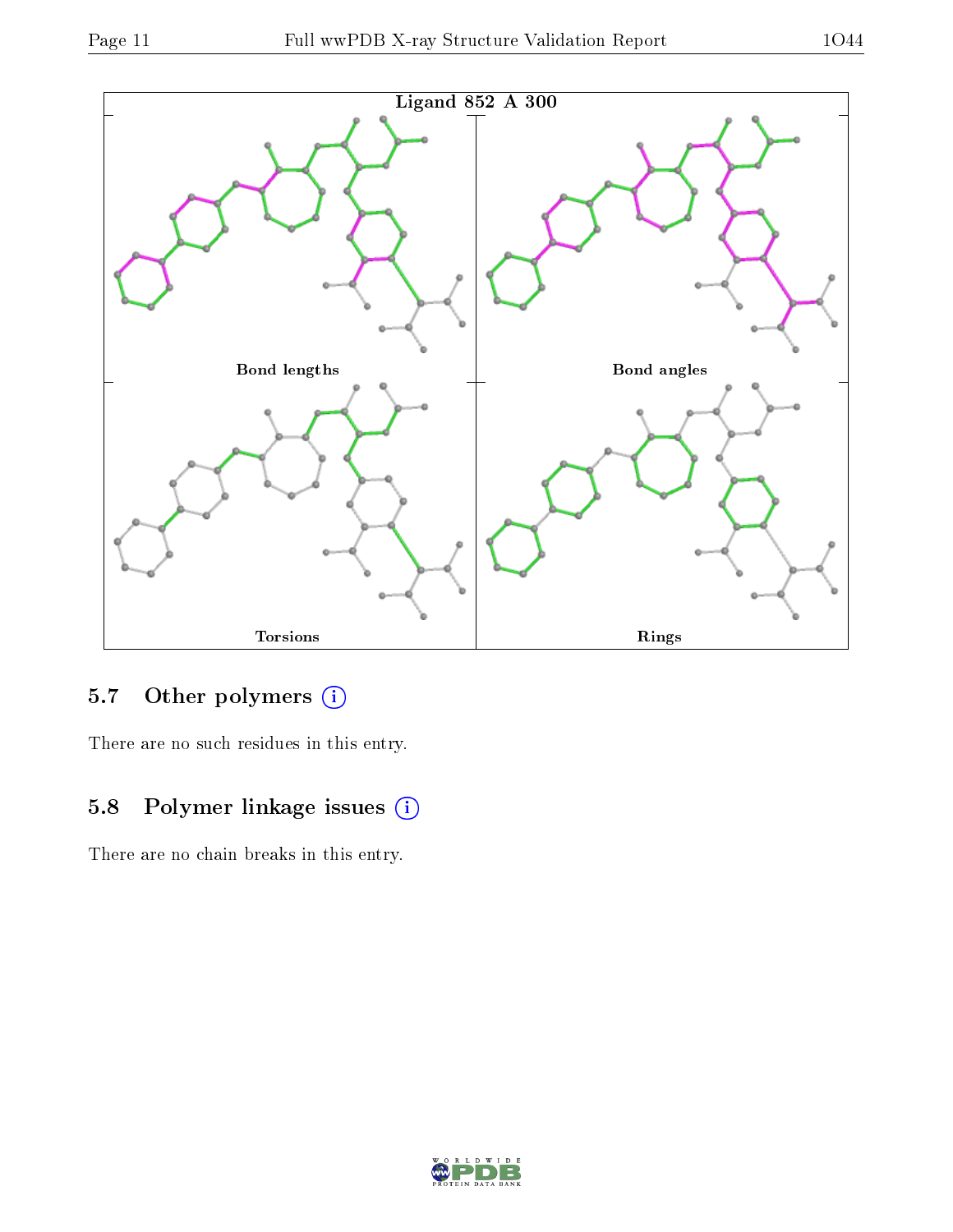Ligand 852 A 300

Bond lengths

Bond angles

Torsions

Rings

### 5.7 Other polymers

There are no such residues in this entry.

### 5.8 Polymer linkage issues

There are no chain breaks in this entry.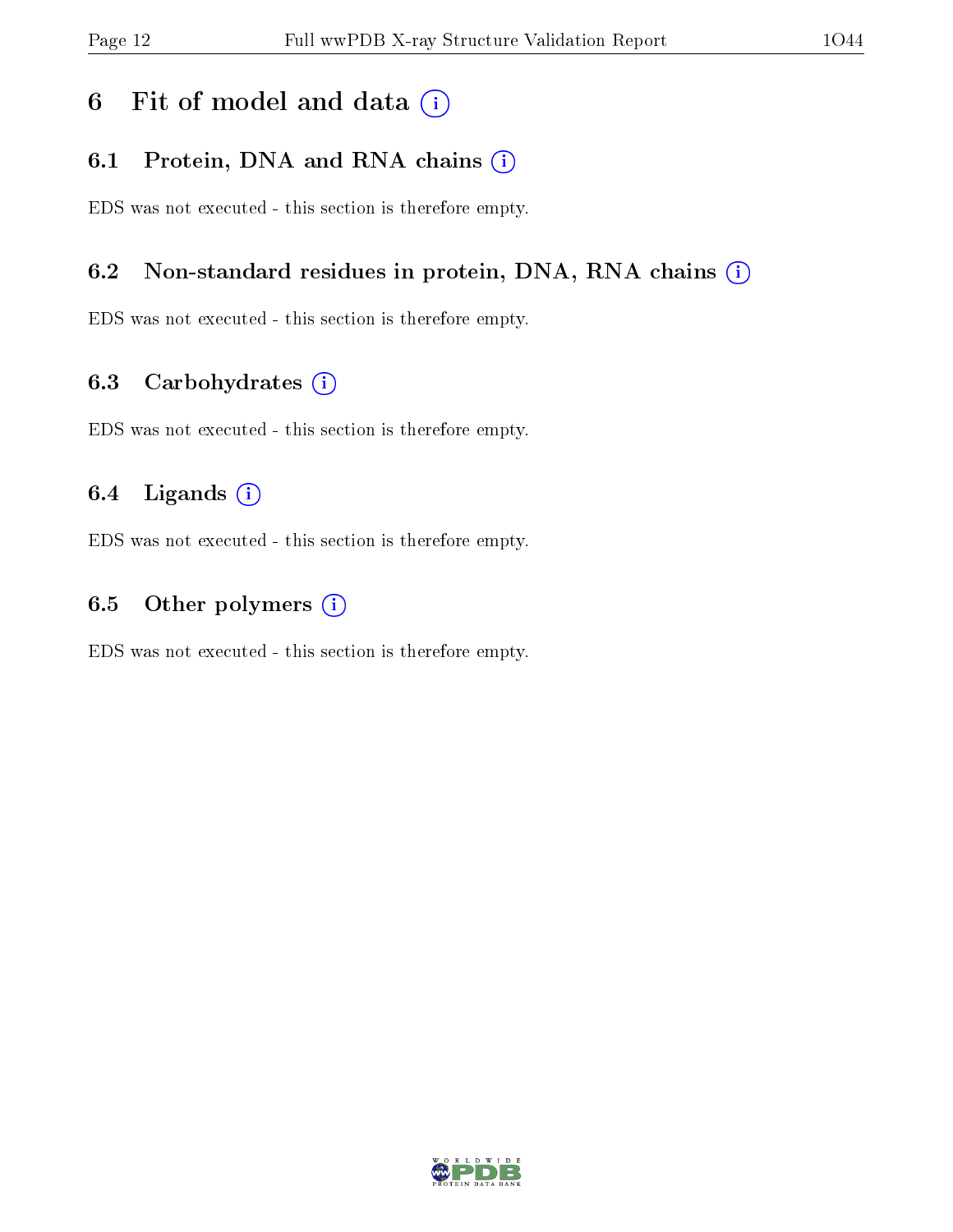# 6 Fit of model and data

## 6.1 Protein, DNA and RNA chains

EDS was not executed - this section is therefore empty.

## 6.2 Non-standard residues in protein, DNA, RNA chains

EDS was not executed - this section is therefore empty.

## 6.3 Carbohydrates

EDS was not executed - this section is therefore empty.

## 6.4 Ligands

EDS was not executed - this section is therefore empty.

## 6.5 Other polymers

EDS was not executed - this section is therefore empty.